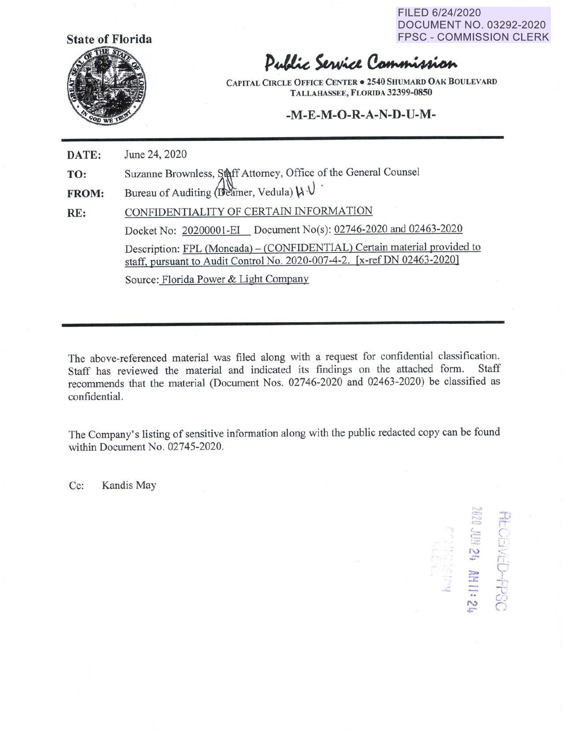FILED 6/24/2020
DOCUMENT NO. 03292-2020
FPSC - COMMISSION CLERK

**State of Florida**

# Public Service Commission

CAPITAL CIRCLE OFFICE CENTER • 2540 SHUMARD OAK BOULEVARD
TALLAHASSEE, FLORIDA 32399-0850

## -M-E-M-O-R-A-N-D-U-M-

**DATE:** June 24, 2020

**TO:** Suzanne Brownless, Staff Attorney, Office of the General Counsel

**FROM:** Bureau of Auditing (Deamer, Vedula)

**RE:** CONFIDENTIALITY OF CERTAIN INFORMATION

Docket No: 20200001-EI Document No(s): 02746-2020 and 02463-2020

Description: FPL (Moncada) – (CONFIDENTIAL) Certain material provided to staff, pursuant to Audit Control No. 2020-007-4-2. [x-ref DN 02463-2020]

Source: Florida Power & Light Company

---

The above-referenced material was filed along with a request for confidential classification. Staff has reviewed the material and indicated its findings on the attached form. Staff recommends that the material (Document Nos. 02746-2020 and 02463-2020) be classified as confidential.

The Company's listing of sensitive information along with the public redacted copy can be found within Document No. 02745-2020.

Cc: Kandis May

RECEIVED-FPSC
2020 JUN 24 AM 11:24
COMMISSION CLERK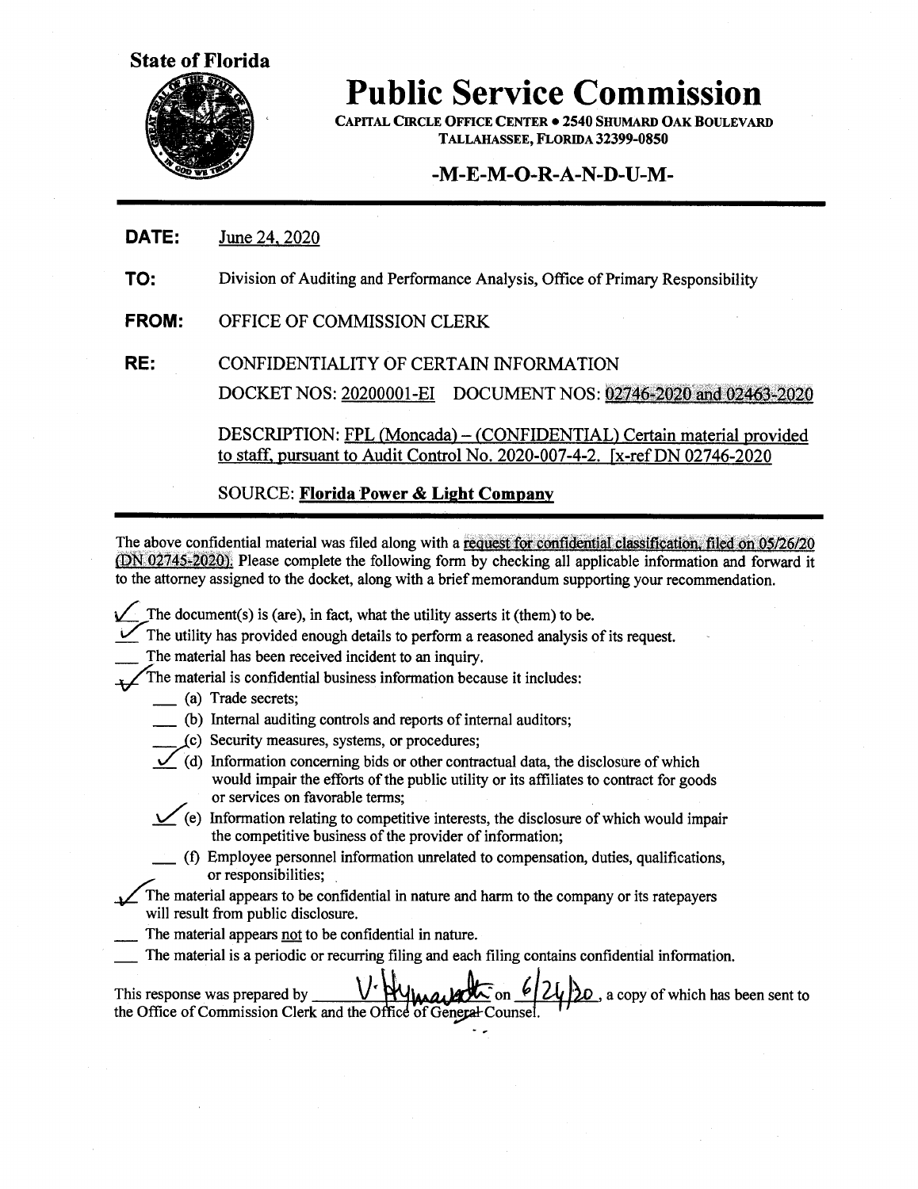**State of Florida**

# Public Service Commission

CAPITAL CIRCLE OFFICE CENTER • 2540 SHUMARD OAK BOULEVARD
TALLAHASSEE, FLORIDA 32399-0850

## -M-E-M-O-R-A-N-D-U-M-

**DATE:** June 24, 2020

**TO:** Division of Auditing and Performance Analysis, Office of Primary Responsibility

**FROM:** OFFICE OF COMMISSION CLERK

**RE:** CONFIDENTIALITY OF CERTAIN INFORMATION
DOCKET NOS: 20200001-EI DOCUMENT NOS: 02746-2020 and 02463-2020

DESCRIPTION: FPL (Moncada) – (CONFIDENTIAL) Certain material provided to staff, pursuant to Audit Control No. 2020-007-4-2. [x-ref DN 02746-2020

SOURCE: **Florida Power & Light Company**

---

The above confidential material was filed along with a request for confidential classification, filed on 05/26/20 (DN 02745-2020). Please complete the following form by checking all applicable information and forward it to the attorney assigned to the docket, along with a brief memorandum supporting your recommendation.

✓ The document(s) is (are), in fact, what the utility asserts it (them) to be.
✓ The utility has provided enough details to perform a reasoned analysis of its request.
___ The material has been received incident to an inquiry.
✓ The material is confidential business information because it includes:
- ___ (a) Trade secrets;
- ___ (b) Internal auditing controls and reports of internal auditors;
- ___ (c) Security measures, systems, or procedures;
- ✓ (d) Information concerning bids or other contractual data, the disclosure of which would impair the efforts of the public utility or its affiliates to contract for goods or services on favorable terms;
- ✓ (e) Information relating to competitive interests, the disclosure of which would impair the competitive business of the provider of information;
- ___ (f) Employee personnel information unrelated to compensation, duties, qualifications, or responsibilities;

✓ The material appears to be confidential in nature and harm to the company or its ratepayers will result from public disclosure.
___ The material appears not to be confidential in nature.
___ The material is a periodic or recurring filing and each filing contains confidential information.

This response was prepared by V. Hymavathi on 6/24/20, a copy of which has been sent to the Office of Commission Clerk and the Office of General Counsel.